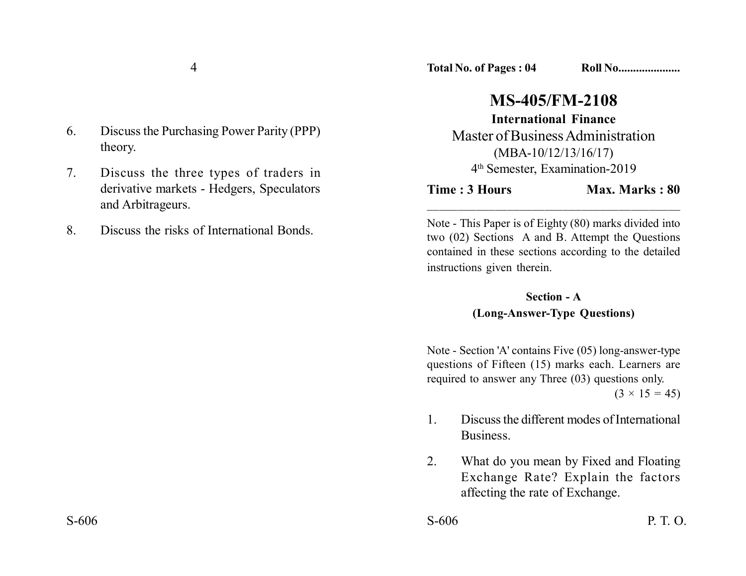Total No. of Pages : 04 Roll No....................

# MS-405/FM-2108

**International Finance**

Master of Business Administration

(MBA-10/12/13/16/17)

4th Semester, Examination-2019

**Time : 3 Hours** **Max. Marks : 80**

Note - This Paper is of Eighty (80) marks divided into two (02) Sections A and B. Attempt the Questions contained in these sections according to the detailed instructions given therein.

## Section - A

### (Long-Answer-Type Questions)

Note - Section 'A' contains Five (05) long-answer-type questions of Fifteen (15) marks each. Learners are required to answer any Three (03) questions only.

$(3 \times 15 = 45)$

1. Discuss the different modes of International Business.

2. What do you mean by Fixed and Floating Exchange Rate? Explain the factors affecting the rate of Exchange.

6. Discuss the Purchasing Power Parity (PPP) theory.

7. Discuss the three types of traders in derivative markets - Hedgers, Speculators and Arbitrageurs.

8. Discuss the risks of International Bonds.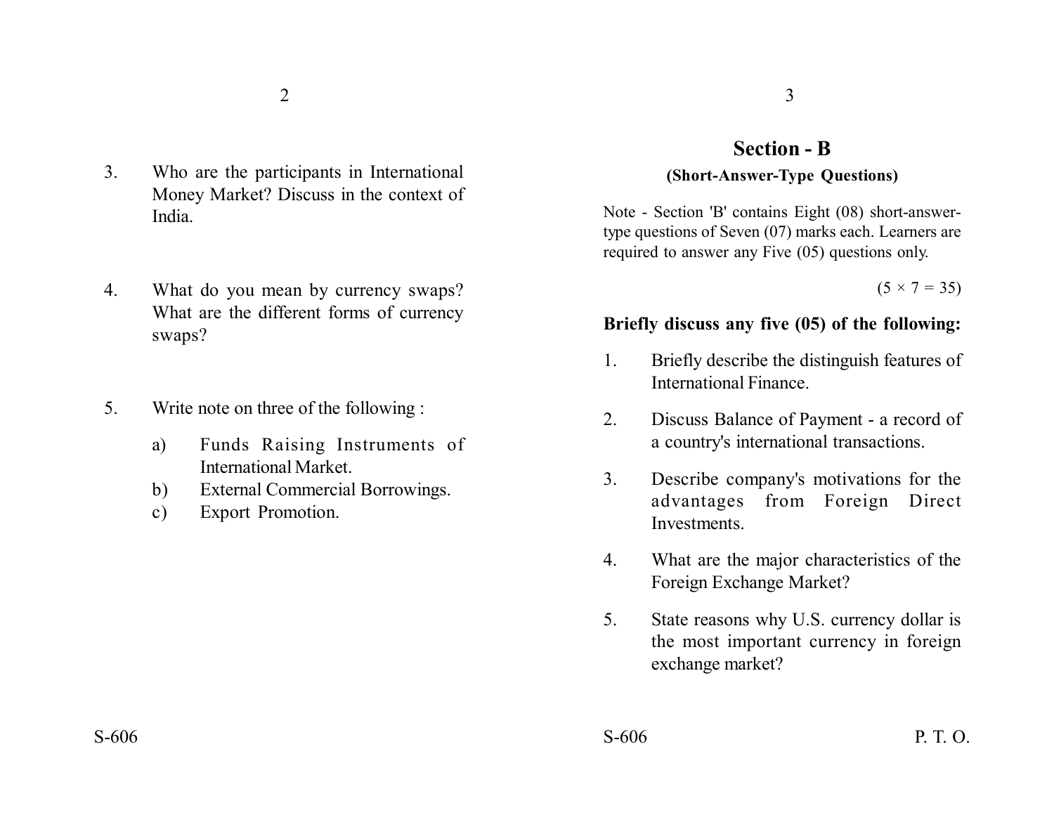3. Who are the participants in International Money Market? Discuss in the context of India.

4. What do you mean by currency swaps? What are the different forms of currency swaps?

5. Write note on three of the following :

   a) Funds Raising Instruments of International Market.
   b) External Commercial Borrowings.
   c) Export Promotion.

## Section - B

### (Short-Answer-Type Questions)

Note - Section 'B' contains Eight (08) short-answer-type questions of Seven (07) marks each. Learners are required to answer any Five (05) questions only.

(5 × 7 = 35)

**Briefly discuss any five (05) of the following:**

1. Briefly describe the distinguish features of International Finance.

2. Discuss Balance of Payment - a record of a country's international transactions.

3. Describe company's motivations for the advantages from Foreign Direct Investments.

4. What are the major characteristics of the Foreign Exchange Market?

5. State reasons why U.S. currency dollar is the most important currency in foreign exchange market?